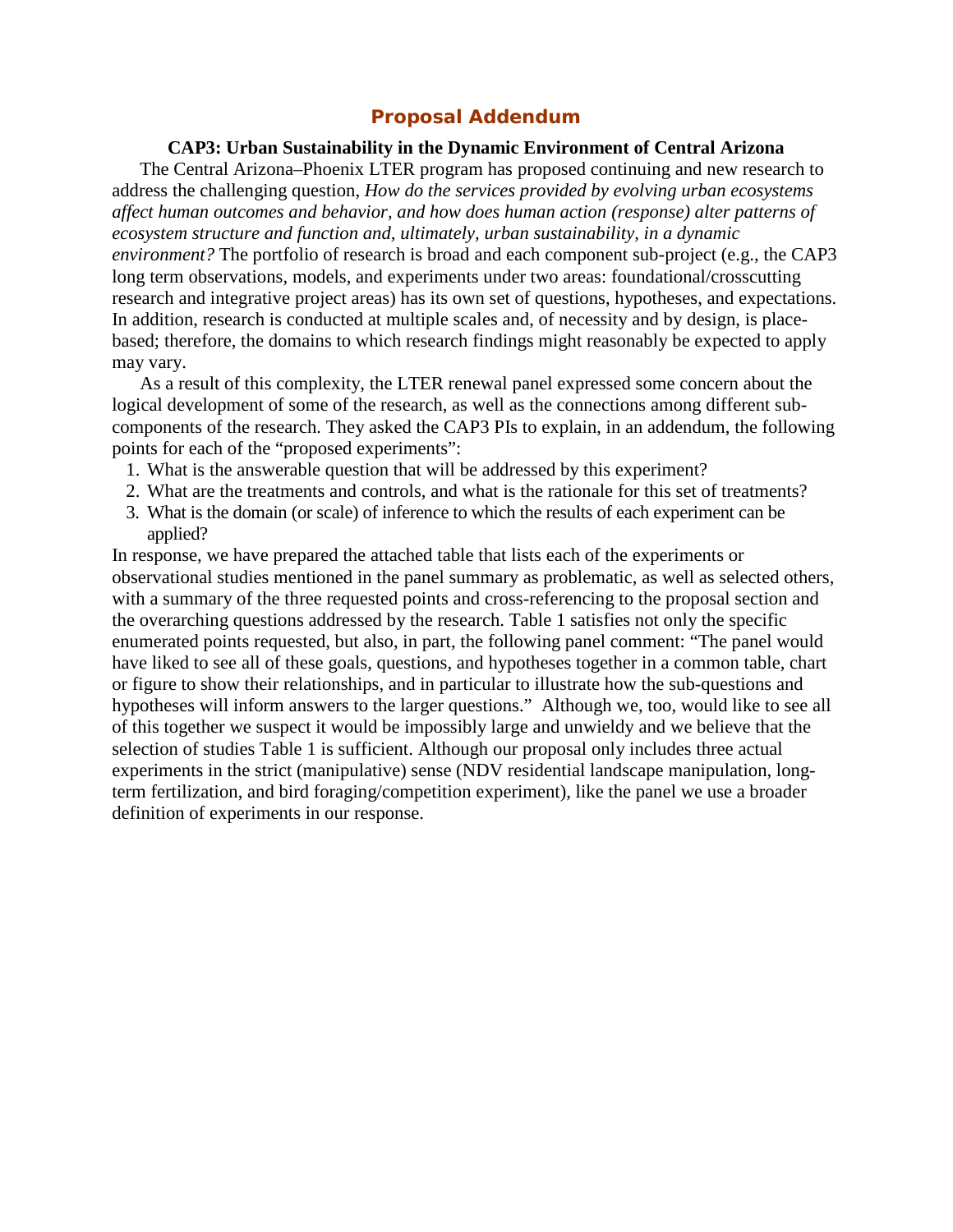# Proposal Addendum

**CAP3: Urban Sustainability in the Dynamic Environment of Central Arizona**

The Central Arizona–Phoenix LTER program has proposed continuing and new research to address the challenging question, *How do the services provided by evolving urban ecosystems affect human outcomes and behavior, and how does human action (response) alter patterns of ecosystem structure and function and, ultimately, urban sustainability, in a dynamic environment?* The portfolio of research is broad and each component sub-project (e.g., the CAP3 long term observations, models, and experiments under two areas: foundational/crosscutting research and integrative project areas) has its own set of questions, hypotheses, and expectations. In addition, research is conducted at multiple scales and, of necessity and by design, is place-based; therefore, the domains to which research findings might reasonably be expected to apply may vary.

As a result of this complexity, the LTER renewal panel expressed some concern about the logical development of some of the research, as well as the connections among different sub-components of the research. They asked the CAP3 PIs to explain, in an addendum, the following points for each of the "proposed experiments":

1. What is the answerable question that will be addressed by this experiment?
2. What are the treatments and controls, and what is the rationale for this set of treatments?
3. What is the domain (or scale) of inference to which the results of each experiment can be applied?

In response, we have prepared the attached table that lists each of the experiments or observational studies mentioned in the panel summary as problematic, as well as selected others, with a summary of the three requested points and cross-referencing to the proposal section and the overarching questions addressed by the research. Table 1 satisfies not only the specific enumerated points requested, but also, in part, the following panel comment: "The panel would have liked to see all of these goals, questions, and hypotheses together in a common table, chart or figure to show their relationships, and in particular to illustrate how the sub-questions and hypotheses will inform answers to the larger questions." Although we, too, would like to see all of this together we suspect it would be impossibly large and unwieldy and we believe that the selection of studies Table 1 is sufficient. Although our proposal only includes three actual experiments in the strict (manipulative) sense (NDV residential landscape manipulation, long-term fertilization, and bird foraging/competition experiment), like the panel we use a broader definition of experiments in our response.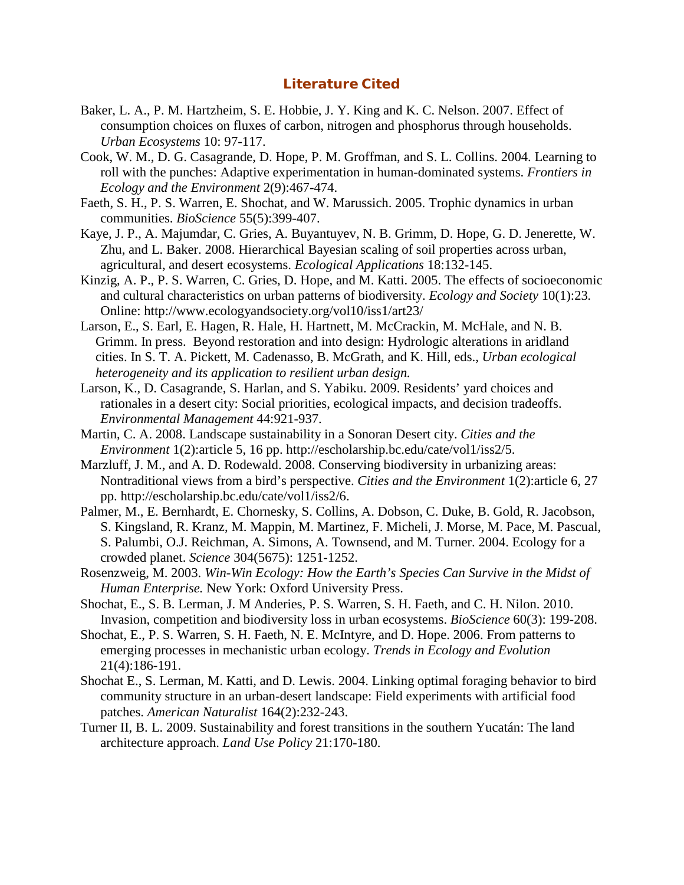## Literature Cited

Baker, L. A., P. M. Hartzheim, S. E. Hobbie, J. Y. King and K. C. Nelson. 2007. Effect of consumption choices on fluxes of carbon, nitrogen and phosphorus through households. *Urban Ecosystems* 10: 97-117.

Cook, W. M., D. G. Casagrande, D. Hope, P. M. Groffman, and S. L. Collins. 2004. Learning to roll with the punches: Adaptive experimentation in human-dominated systems. *Frontiers in Ecology and the Environment* 2(9):467-474.

Faeth, S. H., P. S. Warren, E. Shochat, and W. Marussich. 2005. Trophic dynamics in urban communities. *BioScience* 55(5):399-407.

Kaye, J. P., A. Majumdar, C. Gries, A. Buyantuyev, N. B. Grimm, D. Hope, G. D. Jenerette, W. Zhu, and L. Baker. 2008. Hierarchical Bayesian scaling of soil properties across urban, agricultural, and desert ecosystems. *Ecological Applications* 18:132-145.

Kinzig, A. P., P. S. Warren, C. Gries, D. Hope, and M. Katti. 2005. The effects of socioeconomic and cultural characteristics on urban patterns of biodiversity. *Ecology and Society* 10(1):23. Online: http://www.ecologyandsociety.org/vol10/iss1/art23/

Larson, E., S. Earl, E. Hagen, R. Hale, H. Hartnett, M. McCrackin, M. McHale, and N. B. Grimm. In press. Beyond restoration and into design: Hydrologic alterations in aridland cities. In S. T. A. Pickett, M. Cadenasso, B. McGrath, and K. Hill, eds., *Urban ecological heterogeneity and its application to resilient urban design.*

Larson, K., D. Casagrande, S. Harlan, and S. Yabiku. 2009. Residents' yard choices and rationales in a desert city: Social priorities, ecological impacts, and decision tradeoffs. *Environmental Management* 44:921-937.

Martin, C. A. 2008. Landscape sustainability in a Sonoran Desert city. *Cities and the Environment* 1(2):article 5, 16 pp. http://escholarship.bc.edu/cate/vol1/iss2/5.

Marzluff, J. M., and A. D. Rodewald. 2008. Conserving biodiversity in urbanizing areas: Nontraditional views from a bird's perspective. *Cities and the Environment* 1(2):article 6, 27 pp. http://escholarship.bc.edu/cate/vol1/iss2/6.

Palmer, M., E. Bernhardt, E. Chornesky, S. Collins, A. Dobson, C. Duke, B. Gold, R. Jacobson, S. Kingsland, R. Kranz, M. Mappin, M. Martinez, F. Micheli, J. Morse, M. Pace, M. Pascual, S. Palumbi, O.J. Reichman, A. Simons, A. Townsend, and M. Turner. 2004. Ecology for a crowded planet. *Science* 304(5675): 1251-1252.

Rosenzweig, M. 2003. *Win-Win Ecology: How the Earth's Species Can Survive in the Midst of Human Enterprise.* New York: Oxford University Press.

Shochat, E., S. B. Lerman, J. M Anderies, P. S. Warren, S. H. Faeth, and C. H. Nilon. 2010. Invasion, competition and biodiversity loss in urban ecosystems. *BioScience* 60(3): 199-208.

Shochat, E., P. S. Warren, S. H. Faeth, N. E. McIntyre, and D. Hope. 2006. From patterns to emerging processes in mechanistic urban ecology. *Trends in Ecology and Evolution* 21(4):186-191.

Shochat E., S. Lerman, M. Katti, and D. Lewis. 2004. Linking optimal foraging behavior to bird community structure in an urban-desert landscape: Field experiments with artificial food patches. *American Naturalist* 164(2):232-243.

Turner II, B. L. 2009. Sustainability and forest transitions in the southern Yucatán: The land architecture approach. *Land Use Policy* 21:170-180.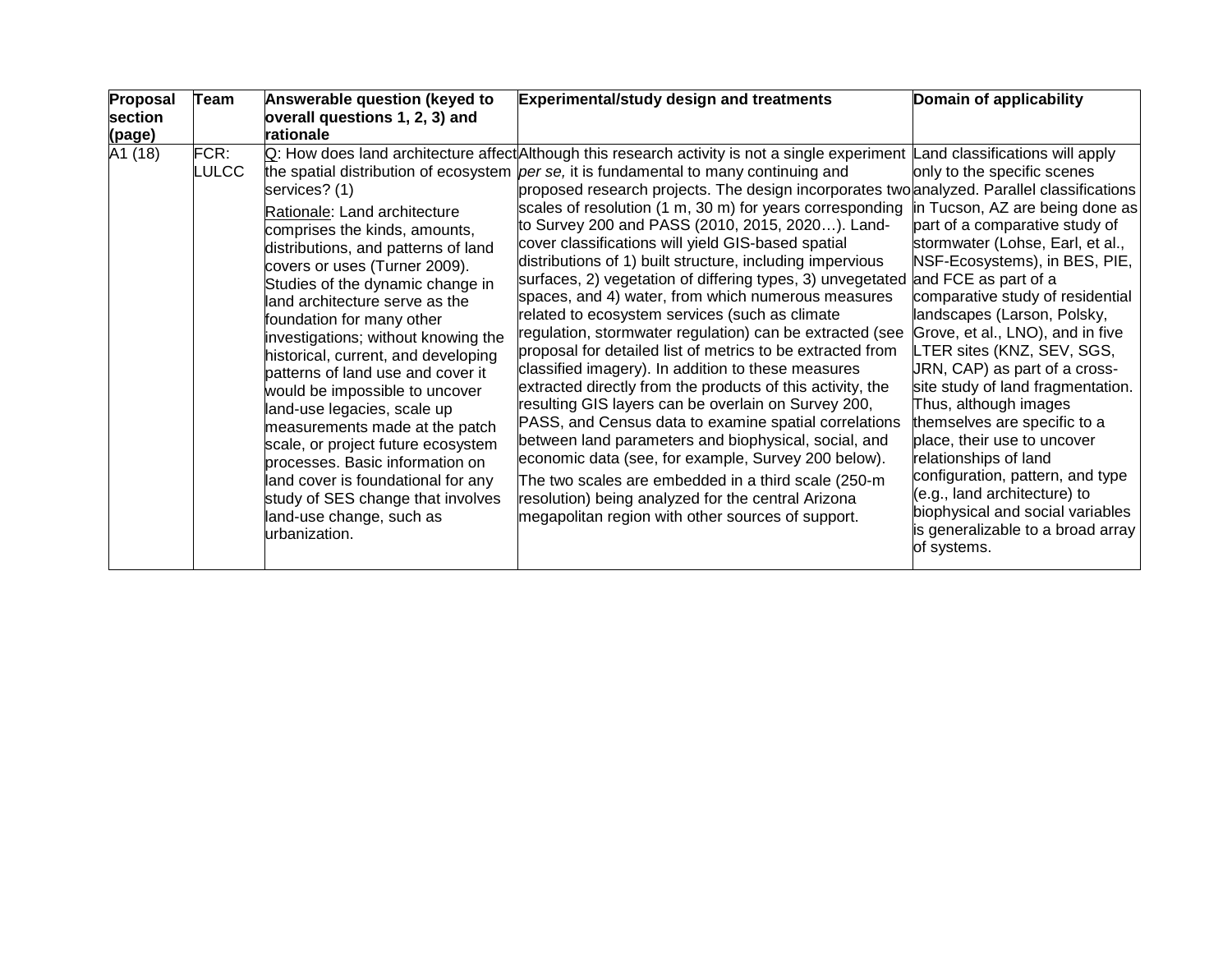| Proposal section (page) | Team | Answerable question (keyed to overall questions 1, 2, 3) and rationale | Experimental/study design and treatments | Domain of applicability |
|---|---|---|---|---|
| A1 (18) | FCR: LULCC | Q: How does land architecture affect the spatial distribution of ecosystem services? (1)<br><br>Rationale: Land architecture comprises the kinds, amounts, distributions, and patterns of land covers or uses (Turner 2009). Studies of the dynamic change in land architecture serve as the foundation for many other investigations; without knowing the historical, current, and developing patterns of land use and cover it would be impossible to uncover land-use legacies, scale up measurements made at the patch scale, or project future ecosystem processes. Basic information on land cover is foundational for any study of SES change that involves land-use change, such as urbanization. | Although this research activity is not a single experiment *per se,* it is fundamental to many continuing and proposed research projects. The design incorporates two scales of resolution (1 m, 30 m) for years corresponding to Survey 200 and PASS (2010, 2015, 2020…). Land-cover classifications will yield GIS-based spatial distributions of 1) built structure, including impervious surfaces, 2) vegetation of differing types, 3) unvegetated spaces, and 4) water, from which numerous measures related to ecosystem services (such as climate regulation, stormwater regulation) can be extracted (see proposal for detailed list of metrics to be extracted from classified imagery). In addition to these measures extracted directly from the products of this activity, the resulting GIS layers can be overlain on Survey 200, PASS, and Census data to examine spatial correlations between land parameters and biophysical, social, and economic data (see, for example, Survey 200 below).<br><br>The two scales are embedded in a third scale (250-m resolution) being analyzed for the central Arizona megapolitan region with other sources of support. | Land classifications will apply only to the specific scenes analyzed. Parallel classifications in Tucson, AZ are being done as part of a comparative study of stormwater (Lohse, Earl, et al., NSF-Ecosystems), in BES, PIE, and FCE as part of a comparative study of residential landscapes (Larson, Polsky, Grove, et al., LNO), and in five LTER sites (KNZ, SEV, SGS, JRN, CAP) as part of a cross-site study of land fragmentation. Thus, although images themselves are specific to a place, their use to uncover relationships of land configuration, pattern, and type (e.g., land architecture) to biophysical and social variables is generalizable to a broad array of systems. |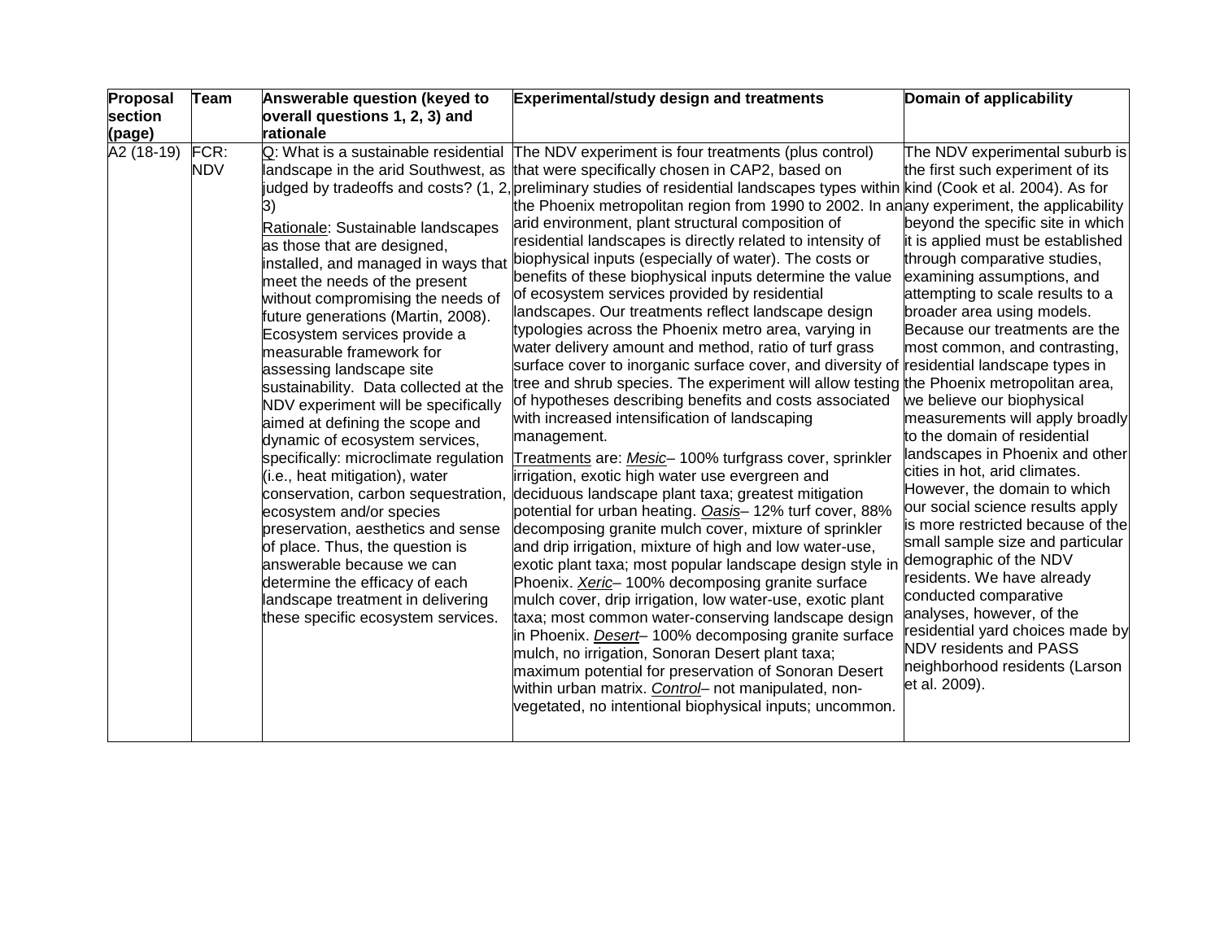| Proposal section (page) | Team | Answerable question (keyed to overall questions 1, 2, 3) and rationale | Experimental/study design and treatments | Domain of applicability |
|---|---|---|---|---|
| A2 (18-19) | FCR: NDV | Q: What is a sustainable residential landscape in the arid Southwest, as judged by tradeoffs and costs? (1, 2, 3)<br><br>Rationale: Sustainable landscapes as those that are designed, installed, and managed in ways that meet the needs of the present without compromising the needs of future generations (Martin, 2008). Ecosystem services provide a measurable framework for assessing landscape site sustainability. Data collected at the NDV experiment will be specifically aimed at defining the scope and dynamic of ecosystem services, specifically: microclimate regulation (i.e., heat mitigation), water conservation, carbon sequestration, ecosystem and/or species preservation, aesthetics and sense of place. Thus, the question is answerable because we can determine the efficacy of each landscape treatment in delivering these specific ecosystem services. | The NDV experiment is four treatments (plus control) that were specifically chosen in CAP2, based on preliminary studies of residential landscapes types within the Phoenix metropolitan region from 1990 to 2002. In an arid environment, plant structural composition of residential landscapes is directly related to intensity of biophysical inputs (especially of water). The costs or benefits of these biophysical inputs determine the value of ecosystem services provided by residential landscapes. Our treatments reflect landscape design typologies across the Phoenix metro area, varying in water delivery amount and method, ratio of turf grass surface cover to inorganic surface cover, and diversity of tree and shrub species. The experiment will allow testing of hypotheses describing benefits and costs associated with increased intensification of landscaping management.<br><br>Treatments are: *Mesic*– 100% turfgrass cover, sprinkler irrigation, exotic high water use evergreen and deciduous landscape plant taxa; greatest mitigation potential for urban heating. *Oasis*– 12% turf cover, 88% decomposing granite mulch cover, mixture of sprinkler and drip irrigation, mixture of high and low water-use, exotic plant taxa; most popular landscape design style in Phoenix. *Xeric*– 100% decomposing granite surface mulch cover, drip irrigation, low water-use, exotic plant taxa; most common water-conserving landscape design in Phoenix. *Desert*– 100% decomposing granite surface mulch, no irrigation, Sonoran Desert plant taxa; maximum potential for preservation of Sonoran Desert within urban matrix. *Control*– not manipulated, non-vegetated, no intentional biophysical inputs; uncommon. | The NDV experimental suburb is the first such experiment of its kind (Cook et al. 2004). As for any experiment, the applicability beyond the specific site in which it is applied must be established through comparative studies, examining assumptions, and attempting to scale results to a broader area using models. Because our treatments are the most common, and contrasting, residential landscape types in the Phoenix metropolitan area, we believe our biophysical measurements will apply broadly to the domain of residential landscapes in Phoenix and other cities in hot, arid climates. However, the domain to which our social science results apply is more restricted because of the small sample size and particular demographic of the NDV residents. We have already conducted comparative analyses, however, of the residential yard choices made by NDV residents and PASS neighborhood residents (Larson et al. 2009). |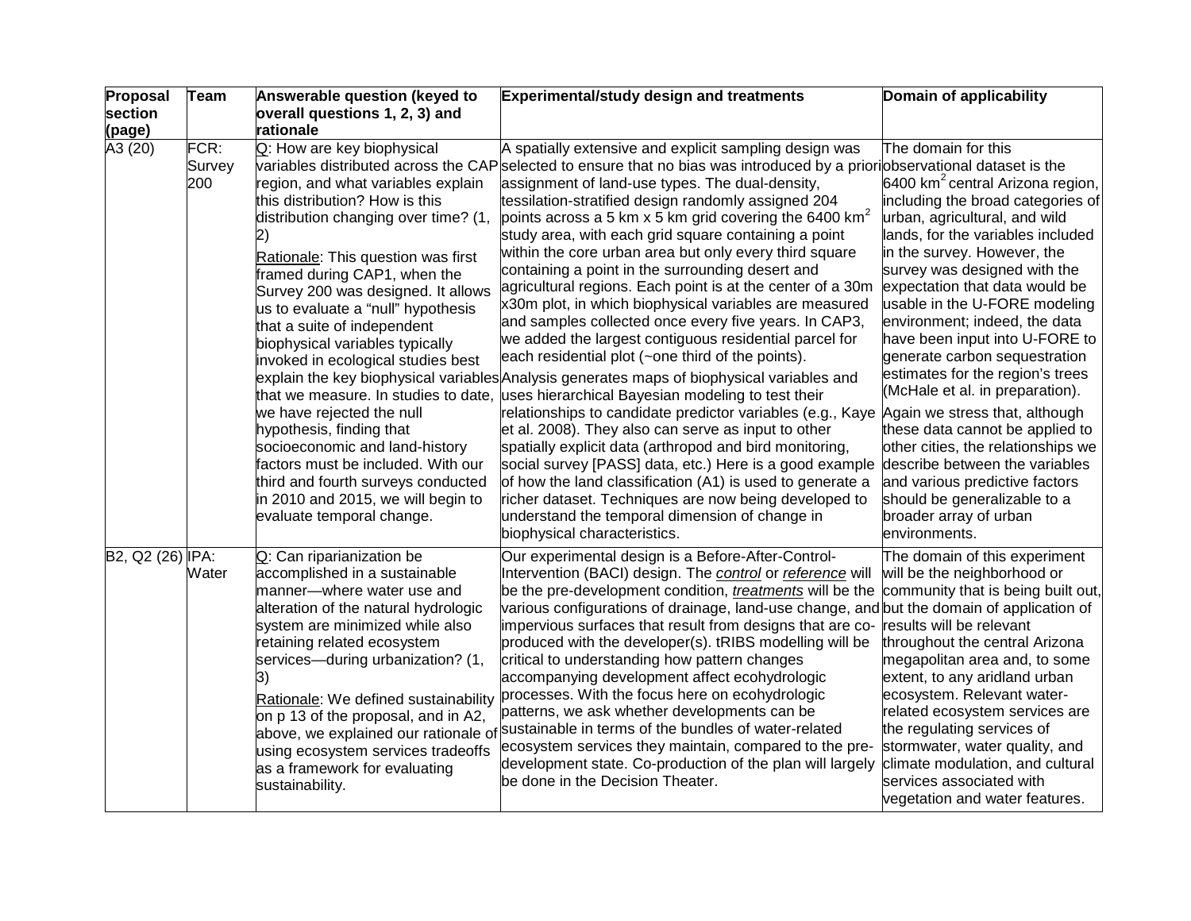| Proposal section (page) | Team | Answerable question (keyed to overall questions 1, 2, 3) and rationale | Experimental/study design and treatments | Domain of applicability |
|---|---|---|---|---|
| A3 (20) | FCR: Survey 200 | Q: How are key biophysical variables distributed across the CAP region, and what variables explain this distribution? How is this distribution changing over time? (1, 2)<br><br>Rationale: This question was first framed during CAP1, when the Survey 200 was designed. It allows us to evaluate a "null" hypothesis that a suite of independent biophysical variables typically invoked in ecological studies best explain the key biophysical variables that we measure. In studies to date, we have rejected the null hypothesis, finding that socioeconomic and land-history factors must be included. With our third and fourth surveys conducted in 2010 and 2015, we will begin to evaluate temporal change. | A spatially extensive and explicit sampling design was selected to ensure that no bias was introduced by a priori assignment of land-use types. The dual-density, tessilation-stratified design randomly assigned 204 points across a 5 km x 5 km grid covering the 6400 $km^2$ study area, with each grid square containing a point within the core urban area but only every third square containing a point in the surrounding desert and agricultural regions. Each point is at the center of a 30m x30m plot, in which biophysical variables are measured and samples collected once every five years. In CAP3, we added the largest contiguous residential parcel for each residential plot (~one third of the points).<br><br>Analysis generates maps of biophysical variables and uses hierarchical Bayesian modeling to test their relationships to candidate predictor variables (e.g., Kaye et al. 2008). They also can serve as input to other spatially explicit data (arthropod and bird monitoring, social survey [PASS] data, etc.) Here is a good example of how the land classification (A1) is used to generate a richer dataset. Techniques are now being developed to understand the temporal dimension of change in biophysical characteristics. | The domain for this observational dataset is the 6400 $km^2$ central Arizona region, including the broad categories of urban, agricultural, and wild lands, for the variables included in the survey. However, the survey was designed with the expectation that data would be usable in the U-FORE modeling environment; indeed, the data have been input into U-FORE to generate carbon sequestration estimates for the region's trees (McHale et al. in preparation).<br><br>Again we stress that, although these data cannot be applied to other cities, the relationships we describe between the variables and various predictive factors should be generalizable to a broader array of urban environments. |
| B2, Q2 (26) | IPA: Water | Q: Can riparianization be accomplished in a sustainable manner—where water use and alteration of the natural hydrologic system are minimized while also retaining related ecosystem services—during urbanization? (1, 3)<br><br>Rationale: We defined sustainability on p 13 of the proposal, and in A2, above, we explained our rationale of using ecosystem services tradeoffs as a framework for evaluating sustainability. | Our experimental design is a Before-After-Control-Intervention (BACI) design. The *control* or *reference* will be the pre-development condition, *treatments* will be the various configurations of drainage, land-use change, and impervious surfaces that result from designs that are co-produced with the developer(s). tRIBS modelling will be critical to understanding how pattern changes accompanying development affect ecohydrologic processes. With the focus here on ecohydrologic patterns, we ask whether developments can be sustainable in terms of the bundles of water-related ecosystem services they maintain, compared to the pre-development state. Co-production of the plan will largely be done in the Decision Theater. | The domain of this experiment will be the neighborhood or community that is being built out, but the domain of application of results will be relevant throughout the central Arizona megapolitan area and, to some extent, to any aridland urban ecosystem. Relevant water-related ecosystem services are the regulating services of stormwater, water quality, and climate modulation, and cultural services associated with vegetation and water features. |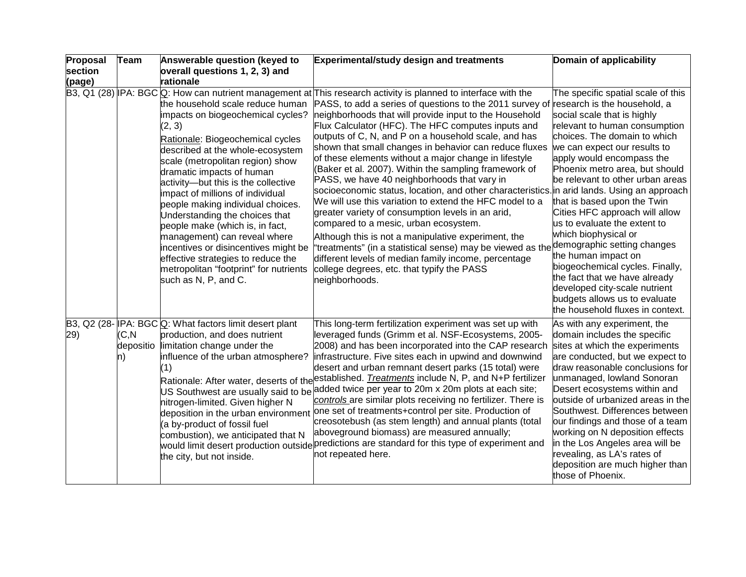| Proposal section (page) | Team | Answerable question (keyed to overall questions 1, 2, 3) and rationale | Experimental/study design and treatments | Domain of applicability |
|---|---|---|---|---|
| B3, Q1 (28) | IPA: BGC | Q: How can nutrient management at the household scale reduce human impacts on biogeochemical cycles? (2, 3)<br>Rationale: Biogeochemical cycles described at the whole-ecosystem scale (metropolitan region) show dramatic impacts of human activity—but this is the collective impact of millions of individual people making individual choices. Understanding the choices that people make (which is, in fact, management) can reveal where incentives or disincentives might be effective strategies to reduce the metropolitan "footprint" for nutrients such as N, P, and C. | This research activity is planned to interface with the PASS, to add a series of questions to the 2011 survey of neighborhoods that will provide input to the Household Flux Calculator (HFC). The HFC computes inputs and outputs of C, N, and P on a household scale, and has shown that small changes in behavior can reduce fluxes of these elements without a major change in lifestyle (Baker et al. 2007). Within the sampling framework of PASS, we have 40 neighborhoods that vary in socioeconomic status, location, and other characteristics. We will use this variation to extend the HFC model to a greater variety of consumption levels in an arid, compared to a mesic, urban ecosystem.<br>Although this is not a manipulative experiment, the "treatments" (in a statistical sense) may be viewed as the different levels of median family income, percentage college degrees, etc. that typify the PASS neighborhoods. | The specific spatial scale of this research is the household, a social scale that is highly relevant to human consumption choices. The domain to which we can expect our results to apply would encompass the Phoenix metro area, but should be relevant to other urban areas in arid lands. Using an approach that is based upon the Twin Cities HFC approach will allow us to evaluate the extent to which biophysical or demographic setting changes the human impact on biogeochemical cycles. Finally, the fact that we have already developed city-scale nutrient budgets allows us to evaluate the household fluxes in context. |
| B3, Q2 (28-29) | IPA: BGC (C,N deposition) | Q: What factors limit desert plant production, and does nutrient limitation change under the influence of the urban atmosphere? (1)<br>Rationale: After water, deserts of the US Southwest are usually said to be nitrogen-limited. Given higher N deposition in the urban environment (a by-product of fossil fuel combustion), we anticipated that N would limit desert production outside the city, but not inside. | This long-term fertilization experiment was set up with leveraged funds (Grimm et al. NSF-Ecosystems, 2005-2008) and has been incorporated into the CAP research infrastructure. Five sites each in upwind and downwind desert and urban remnant desert parks (15 total) were established. *Treatments* include N, P, and N+P fertilizer added twice per year to 20m x 20m plots at each site; *controls* are similar plots receiving no fertilizer. There is one set of treatments+control per site. Production of creosotebush (as stem length) and annual plants (total aboveground biomass) are measured annually; predictions are standard for this type of experiment and not repeated here. | As with any experiment, the domain includes the specific sites at which the experiments are conducted, but we expect to draw reasonable conclusions for unmanaged, lowland Sonoran Desert ecosystems within and outside of urbanized areas in the Southwest. Differences between our findings and those of a team working on N deposition effects in the Los Angeles area will be revealing, as LA's rates of deposition are much higher than those of Phoenix. |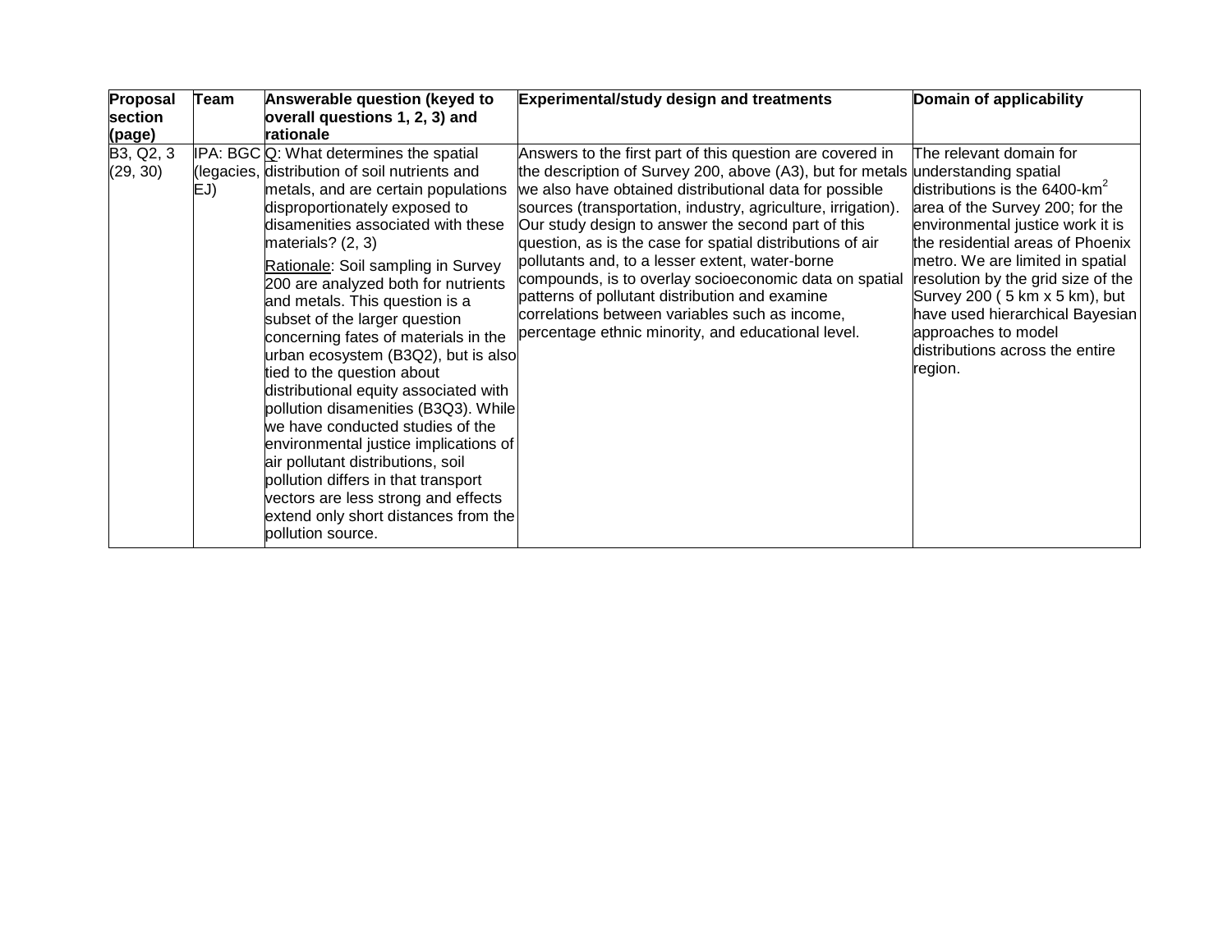| Proposal section (page) | Team | Answerable question (keyed to overall questions 1, 2, 3) and rationale | Experimental/study design and treatments | Domain of applicability |
|---|---|---|---|---|
| B3, Q2, 3 (29, 30) | IPA: BGC (legacies, EJ) | Q: What determines the spatial distribution of soil nutrients and metals, and are certain populations disproportionately exposed to disamenities associated with these materials? (2, 3)<br><br>Rationale: Soil sampling in Survey 200 are analyzed both for nutrients and metals. This question is a subset of the larger question concerning fates of materials in the urban ecosystem (B3Q2), but is also tied to the question about distributional equity associated with pollution disamenities (B3Q3). While we have conducted studies of the environmental justice implications of air pollutant distributions, soil pollution differs in that transport vectors are less strong and effects extend only short distances from the pollution source. | Answers to the first part of this question are covered in the description of Survey 200, above (A3), but for metals we also have obtained distributional data for possible sources (transportation, industry, agriculture, irrigation). Our study design to answer the second part of this question, as is the case for spatial distributions of air pollutants and, to a lesser extent, water-borne compounds, is to overlay socioeconomic data on spatial patterns of pollutant distribution and examine correlations between variables such as income, percentage ethnic minority, and educational level. | The relevant domain for understanding spatial distributions is the 6400-$km^2$ area of the Survey 200; for the environmental justice work it is the residential areas of Phoenix metro. We are limited in spatial resolution by the grid size of the Survey 200 ( 5 km x 5 km), but have used hierarchical Bayesian approaches to model distributions across the entire region. |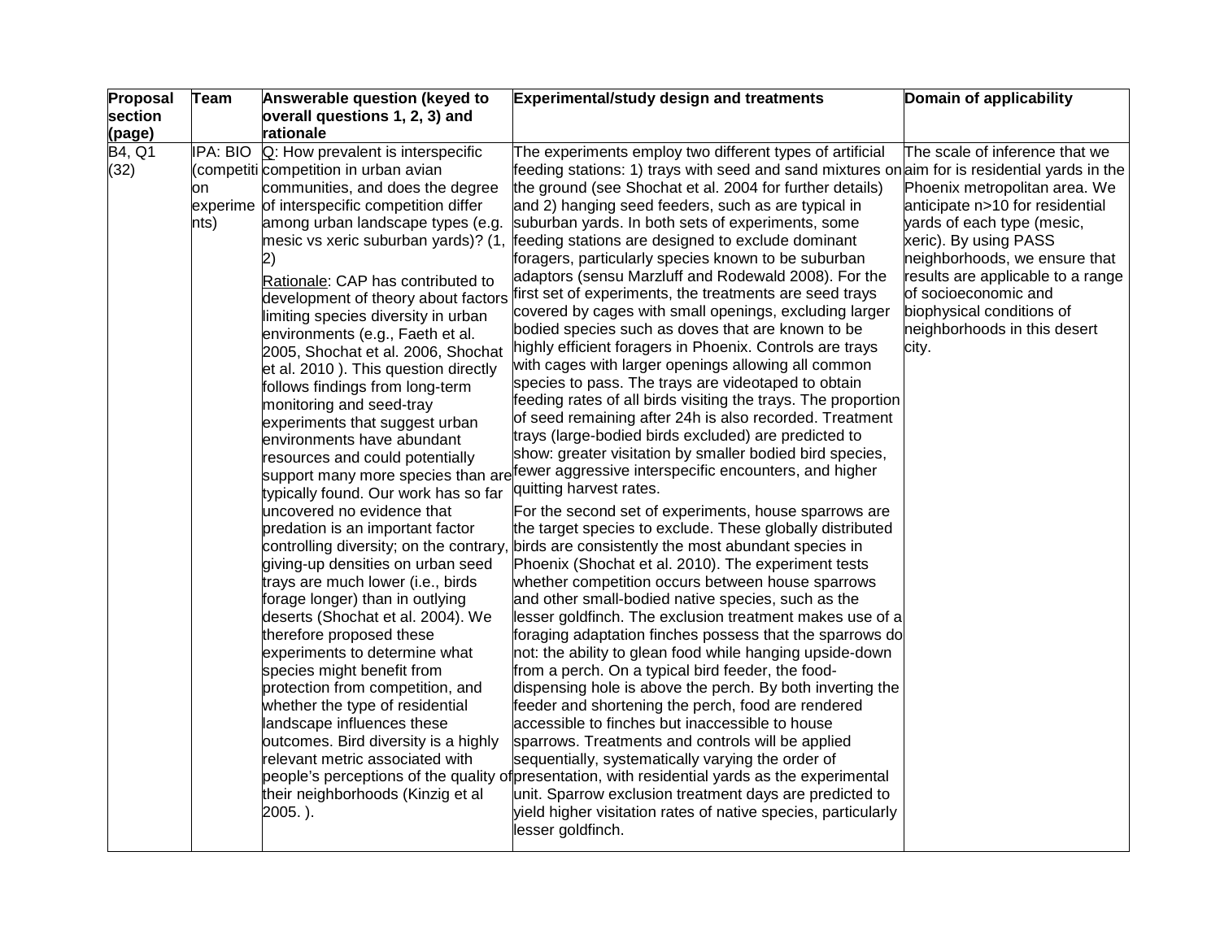| Proposal section (page) | Team | Answerable question (keyed to overall questions 1, 2, 3) and rationale | Experimental/study design and treatments | Domain of applicability |
|---|---|---|---|---|
| B4, Q1 (32) | IPA: BIO (competition experiments) | Q: How prevalent is interspecific competition in urban avian communities, and does the degree of interspecific competition differ among urban landscape types (e.g. mesic vs xeric suburban yards)? (1, 2)<br><br>Rationale: CAP has contributed to development of theory about factors limiting species diversity in urban environments (e.g., Faeth et al. 2005, Shochat et al. 2006, Shochat et al. 2010 ). This question directly follows findings from long-term monitoring and seed-tray experiments that suggest urban environments have abundant resources and could potentially support many more species than are typically found. Our work has so far uncovered no evidence that predation is an important factor controlling diversity; on the contrary, giving-up densities on urban seed trays are much lower (i.e., birds forage longer) than in outlying deserts (Shochat et al. 2004). We therefore proposed these experiments to determine what species might benefit from protection from competition, and whether the type of residential landscape influences these outcomes. Bird diversity is a highly relevant metric associated with people's perceptions of the quality of their neighborhoods (Kinzig et al 2005. ). | The experiments employ two different types of artificial feeding stations: 1) trays with seed and sand mixtures on the ground (see Shochat et al. 2004 for further details) and 2) hanging seed feeders, such as are typical in suburban yards. In both sets of experiments, some feeding stations are designed to exclude dominant foragers, particularly species known to be suburban adaptors (sensu Marzluff and Rodewald 2008). For the first set of experiments, the treatments are seed trays covered by cages with small openings, excluding larger bodied species such as doves that are known to be highly efficient foragers in Phoenix. Controls are trays with cages with larger openings allowing all common species to pass. The trays are videotaped to obtain feeding rates of all birds visiting the trays. The proportion of seed remaining after 24h is also recorded. Treatment trays (large-bodied birds excluded) are predicted to show: greater visitation by smaller bodied bird species, fewer aggressive interspecific encounters, and higher quitting harvest rates.<br><br>For the second set of experiments, house sparrows are the target species to exclude. These globally distributed birds are consistently the most abundant species in Phoenix (Shochat et al. 2010). The experiment tests whether competition occurs between house sparrows and other small-bodied native species, such as the lesser goldfinch. The exclusion treatment makes use of a foraging adaptation finches possess that the sparrows do not: the ability to glean food while hanging upside-down from a perch. On a typical bird feeder, the food-dispensing hole is above the perch. By both inverting the feeder and shortening the perch, food are rendered accessible to finches but inaccessible to house sparrows. Treatments and controls will be applied sequentially, systematically varying the order of presentation, with residential yards as the experimental unit. Sparrow exclusion treatment days are predicted to yield higher visitation rates of native species, particularly lesser goldfinch. | The scale of inference that we aim for is residential yards in the Phoenix metropolitan area. We anticipate n>10 for residential yards of each type (mesic, xeric). By using PASS neighborhoods, we ensure that results are applicable to a range of socioeconomic and biophysical conditions of neighborhoods in this desert city. |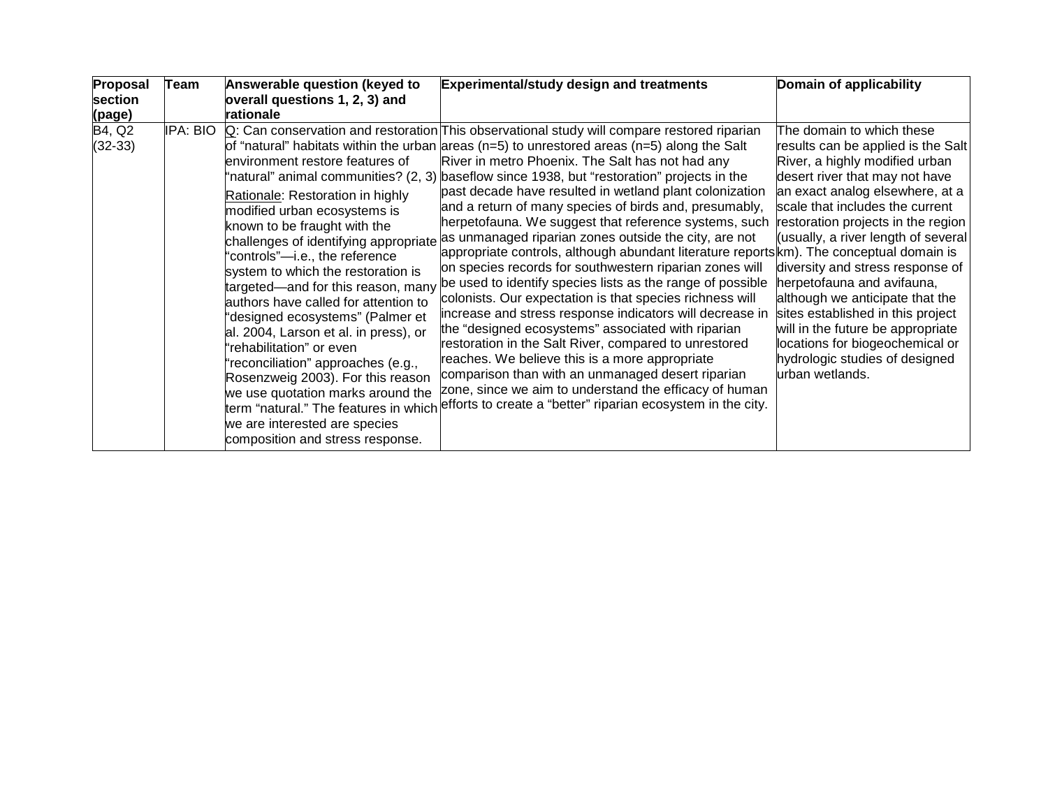| **Proposal section (page)** | **Team** | **Answerable question (keyed to overall questions 1, 2, 3) and rationale** | **Experimental/study design and treatments** | **Domain of applicability** |
|---|---|---|---|---|
| B4, Q2 (32-33) | IPA: BIO | Q: Can conservation and restoration of "natural" habitats within the urban environment restore features of "natural" animal communities? (2, 3)<br><br>Rationale: Restoration in highly modified urban ecosystems is known to be fraught with the challenges of identifying appropriate "controls"—i.e., the reference system to which the restoration is targeted—and for this reason, many authors have called for attention to "designed ecosystems" (Palmer et al. 2004, Larson et al. in press), or "rehabilitation" or even "reconciliation" approaches (e.g., Rosenzweig 2003). For this reason we use quotation marks around the term "natural." The features in which we are interested are species composition and stress response. | This observational study will compare restored riparian areas (n=5) to unrestored areas (n=5) along the Salt River in metro Phoenix. The Salt has not had any baseflow since 1938, but "restoration" projects in the past decade have resulted in wetland plant colonization and a return of many species of birds and, presumably, herpetofauna. We suggest that reference systems, such as unmanaged riparian zones outside the city, are not appropriate controls, although abundant literature reports on species records for southwestern riparian zones will be used to identify species lists as the range of possible colonists. Our expectation is that species richness will increase and stress response indicators will decrease in the "designed ecosystems" associated with riparian restoration in the Salt River, compared to unrestored reaches. We believe this is a more appropriate comparison than with an unmanaged desert riparian zone, since we aim to understand the efficacy of human efforts to create a "better" riparian ecosystem in the city. | The domain to which these results can be applied is the Salt River, a highly modified urban desert river that may not have an exact analog elsewhere, at a scale that includes the current restoration projects in the region (usually, a river length of several km). The conceptual domain is diversity and stress response of herpetofauna and avifauna, although we anticipate that the sites established in this project will in the future be appropriate locations for biogeochemical or hydrologic studies of designed urban wetlands. |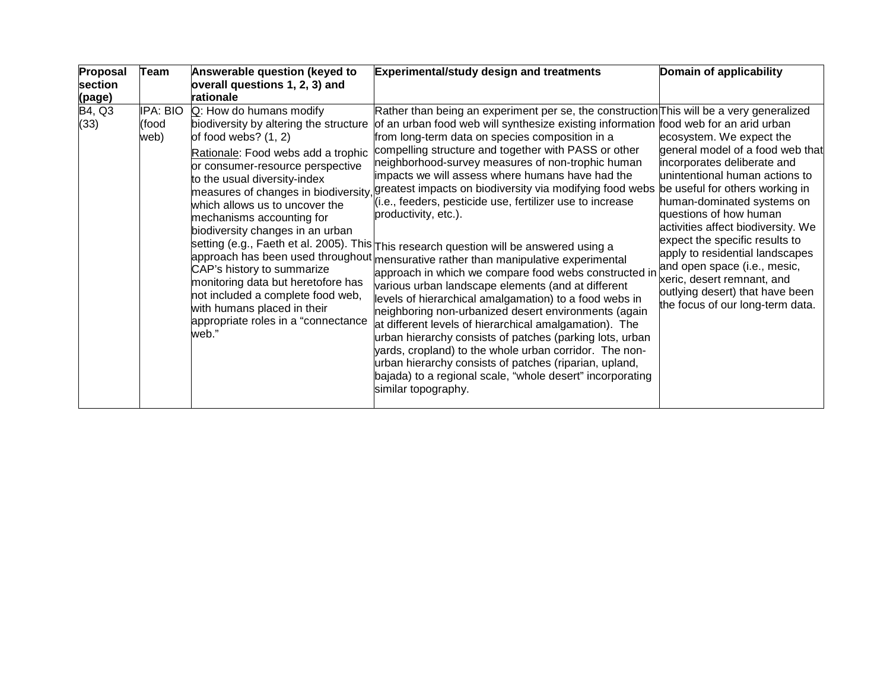| Proposal section (page) | Team | Answerable question (keyed to overall questions 1, 2, 3) and rationale | Experimental/study design and treatments | Domain of applicability |
|---|---|---|---|---|
| B4, Q3 (33) | IPA: BIO (food web) | Q: How do humans modify biodiversity by altering the structure of food webs? (1, 2)<br><br>Rationale: Food webs add a trophic or consumer-resource perspective to the usual diversity-index measures of changes in biodiversity, which allows us to uncover the mechanisms accounting for biodiversity changes in an urban setting (e.g., Faeth et al. 2005). This approach has been used throughout CAP's history to summarize monitoring data but heretofore has not included a complete food web, with humans placed in their appropriate roles in a "connectance web." | Rather than being an experiment per se, the construction of an urban food web will synthesize existing information from long-term data on species composition in a compelling structure and together with PASS or other neighborhood-survey measures of non-trophic human impacts we will assess where humans have had the greatest impacts on biodiversity via modifying food webs (i.e., feeders, pesticide use, fertilizer use to increase productivity, etc.).<br><br>This research question will be answered using a mensurative rather than manipulative experimental approach in which we compare food webs constructed in various urban landscape elements (and at different levels of hierarchical amalgamation) to a food webs in neighboring non-urbanized desert environments (again at different levels of hierarchical amalgamation). The urban hierarchy consists of patches (parking lots, urban yards, cropland) to the whole urban corridor. The non-urban hierarchy consists of patches (riparian, upland, bajada) to a regional scale, "whole desert" incorporating similar topography. | This will be a very generalized food web for an arid urban ecosystem. We expect the general model of a food web that incorporates deliberate and unintentional human actions to be useful for others working in human-dominated systems on questions of how human activities affect biodiversity. We expect the specific results to apply to residential landscapes and open space (i.e., mesic, xeric, desert remnant, and outlying desert) that have been the focus of our long-term data. |